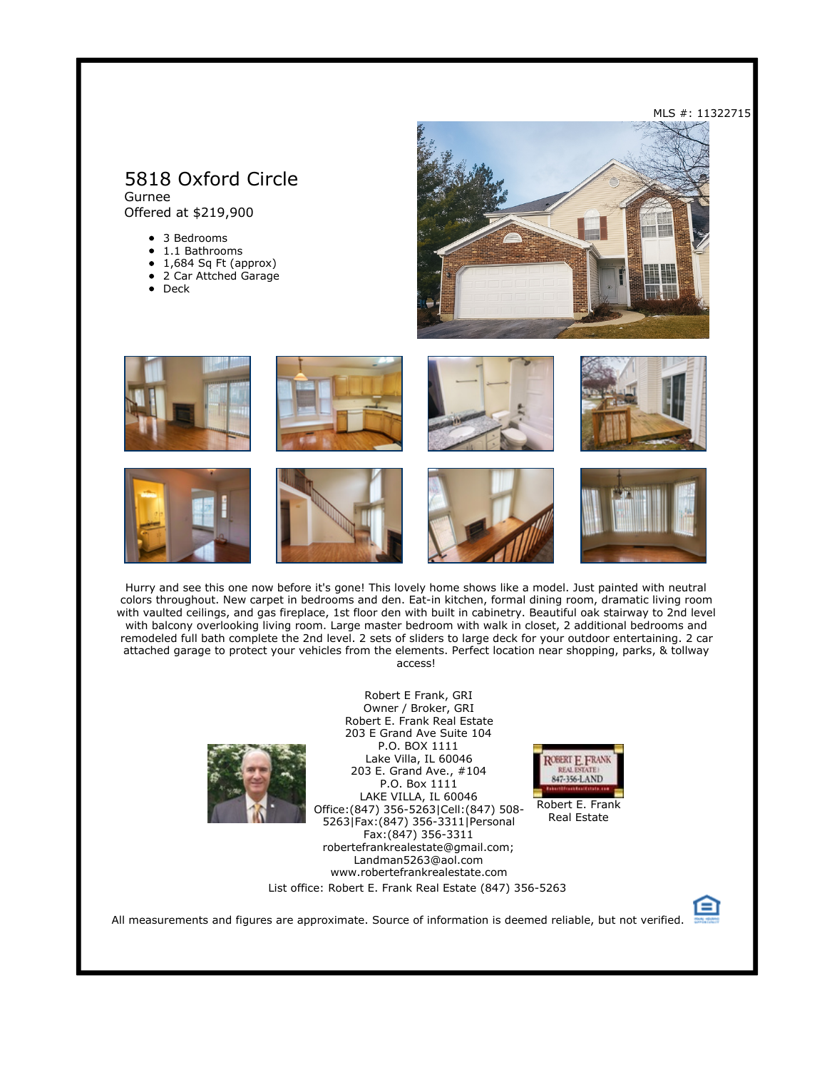MLS #: 11322715

# 5818 Oxford Circle

Gurnee

Offered at $219,900

- 3 Bedrooms
- 1.1 Bathrooms
- 1,684 Sq Ft (approx)
- 2 Car Attched Garage
- Deck

Hurry and see this one now before it's gone! This lovely home shows like a model. Just painted with neutral colors throughout. New carpet in bedrooms and den. Eat-in kitchen, formal dining room, dramatic living room with vaulted ceilings, and gas fireplace, 1st floor den with built in cabinetry. Beautiful oak stairway to 2nd level with balcony overlooking living room. Large master bedroom with walk in closet, 2 additional bedrooms and remodeled full bath complete the 2nd level. 2 sets of sliders to large deck for your outdoor entertaining. 2 car attached garage to protect your vehicles from the elements. Perfect location near shopping, parks, & tollway access!

Robert E Frank, GRI
Owner / Broker, GRI
Robert E. Frank Real Estate
203 E Grand Ave Suite 104
P.O. BOX 1111
Lake Villa, IL 60046
203 E. Grand Ave., #104
P.O. Box 1111
LAKE VILLA, IL 60046
Office:(847) 356-5263|Cell:(847) 508-5263|Fax:(847) 356-3311|Personal Fax:(847) 356-3311
robertefrankrealestate@gmail.com; Landman5263@aol.com
www.robertefrankrealestate.com

Robert E. Frank Real Estate

List office: Robert E. Frank Real Estate (847) 356-5263

All measurements and figures are approximate. Source of information is deemed reliable, but not verified.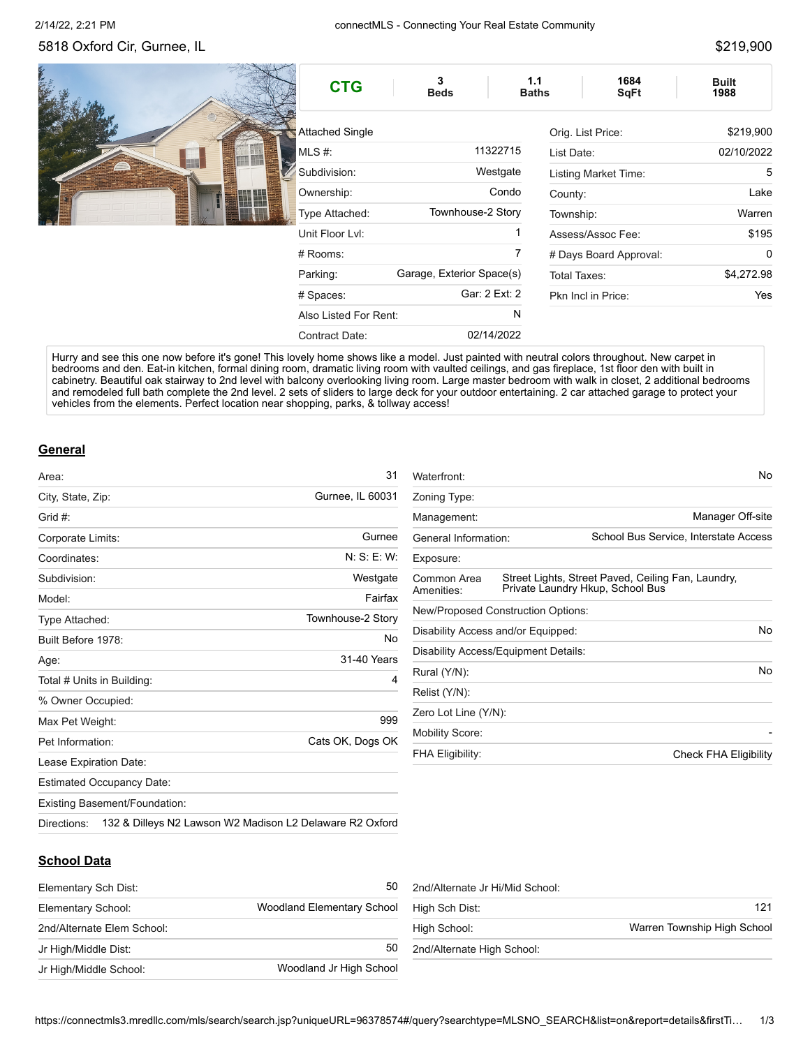5818 Oxford Cir, Gurnee, IL

$219,900

| CTG | 3 Beds | 1.1 Baths | 1684 SqFt | Built 1988 |
|---|---|---|---|---|

| Attached Single | |
|---|---|
| MLS #: | 11322715 |
| Subdivision: | Westgate |
| Ownership: | Condo |
| Type Attached: | Townhouse-2 Story |
| Unit Floor Lvl: | 1 |
| # Rooms: | 7 |
| Parking: | Garage, Exterior Space(s) |
| # Spaces: | Gar: 2 Ext: 2 |
| Also Listed For Rent: | N |
| Contract Date: | 02/14/2022 |

| | |
|---|---|
| Orig. List Price: | $219,900 |
| List Date: | 02/10/2022 |
| Listing Market Time: | 5 |
| County: | Lake |
| Township: | Warren |
| Assess/Assoc Fee: | $195 |
| # Days Board Approval: | 0 |
| Total Taxes: | $4,272.98 |
| Pkn Incl in Price: | Yes |

Hurry and see this one now before it's gone! This lovely home shows like a model. Just painted with neutral colors throughout. New carpet in bedrooms and den. Eat-in kitchen, formal dining room, dramatic living room with vaulted ceilings, and gas fireplace, 1st floor den with built in cabinetry. Beautiful oak stairway to 2nd level with balcony overlooking living room. Large master bedroom with walk in closet, 2 additional bedrooms and remodeled full bath complete the 2nd level. 2 sets of sliders to large deck for your outdoor entertaining. 2 car attached garage to protect your vehicles from the elements. Perfect location near shopping, parks, & tollway access!

## General

| | |
|---|---|
| Area: | 31 |
| City, State, Zip: | Gurnee, IL 60031 |
| Grid #: | |
| Corporate Limits: | Gurnee |
| Coordinates: | N: S: E: W: |
| Subdivision: | Westgate |
| Model: | Fairfax |
| Type Attached: | Townhouse-2 Story |
| Built Before 1978: | No |
| Age: | 31-40 Years |
| Total # Units in Building: | 4 |
| % Owner Occupied: | |
| Max Pet Weight: | 999 |
| Pet Information: | Cats OK, Dogs OK |
| Lease Expiration Date: | |
| Estimated Occupancy Date: | |
| Existing Basement/Foundation: | |
| Directions: | 132 & Dilleys N2 Lawson W2 Madison L2 Delaware R2 Oxford |

| | |
|---|---|
| Waterfront: | No |
| Zoning Type: | |
| Management: | Manager Off-site |
| General Information: | School Bus Service, Interstate Access |
| Exposure: | |
| Common Area Amenities: | Street Lights, Street Paved, Ceiling Fan, Laundry, Private Laundry Hkup, School Bus |
| New/Proposed Construction Options: | |
| Disability Access and/or Equipped: | No |
| Disability Access/Equipment Details: | |
| Rural (Y/N): | No |
| Relist (Y/N): | |
| Zero Lot Line (Y/N): | |
| Mobility Score: | - |
| FHA Eligibility: | Check FHA Eligibility |

## School Data

| | |
|---|---|
| Elementary Sch Dist: | 50 |
| Elementary School: | Woodland Elementary School |
| 2nd/Alternate Elem School: | |
| Jr High/Middle Dist: | 50 |
| Jr High/Middle School: | Woodland Jr High School |

| | |
|---|---|
| 2nd/Alternate Jr Hi/Mid School: | |
| High Sch Dist: | 121 |
| High School: | Warren Township High School |
| 2nd/Alternate High School: | |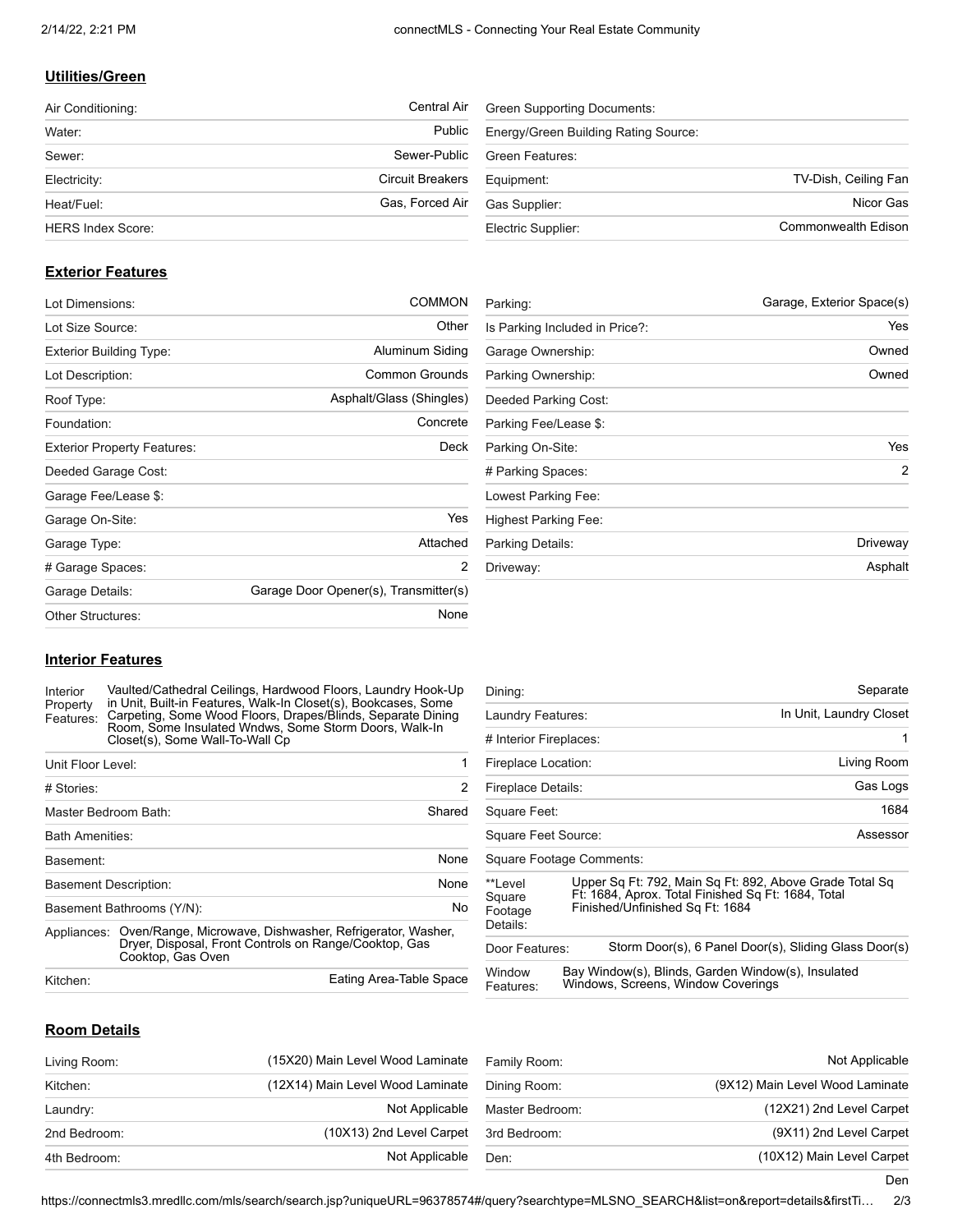## Utilities/Green

| | |
|---|---|
| Air Conditioning: | Central Air |
| Water: | Public |
| Sewer: | Sewer-Public |
| Electricity: | Circuit Breakers |
| Heat/Fuel: | Gas, Forced Air |
| HERS Index Score: | |

| | |
|---|---|
| Green Supporting Documents: | |
| Energy/Green Building Rating Source: | |
| Green Features: | |
| Equipment: | TV-Dish, Ceiling Fan |
| Gas Supplier: | Nicor Gas |
| Electric Supplier: | Commonwealth Edison |

## Exterior Features

| | |
|---|---|
| Lot Dimensions: | COMMON |
| Lot Size Source: | Other |
| Exterior Building Type: | Aluminum Siding |
| Lot Description: | Common Grounds |
| Roof Type: | Asphalt/Glass (Shingles) |
| Foundation: | Concrete |
| Exterior Property Features: | Deck |
| Deeded Garage Cost: | |
| Garage Fee/Lease $: | |
| Garage On-Site: | Yes |
| Garage Type: | Attached |
| # Garage Spaces: | 2 |
| Garage Details: | Garage Door Opener(s), Transmitter(s) |
| Other Structures: | None |

| | |
|---|---|
| Parking: | Garage, Exterior Space(s) |
| Is Parking Included in Price?: | Yes |
| Garage Ownership: | Owned |
| Parking Ownership: | Owned |
| Deeded Parking Cost: | |
| Parking Fee/Lease $: | |
| Parking On-Site: | Yes |
| # Parking Spaces: | 2 |
| Lowest Parking Fee: | |
| Highest Parking Fee: | |
| Parking Details: | Driveway |
| Driveway: | Asphalt |

## Interior Features

| | |
|---|---|
| Interior Property Features: | Vaulted/Cathedral Ceilings, Hardwood Floors, Laundry Hook-Up in Unit, Built-in Features, Walk-In Closet(s), Bookcases, Some Carpeting, Some Wood Floors, Drapes/Blinds, Separate Dining Room, Some Insulated Wndws, Some Storm Doors, Walk-In Closet(s), Some Wall-To-Wall Cp |
| Unit Floor Level: | 1 |
| # Stories: | 2 |
| Master Bedroom Bath: | Shared |
| Bath Amenities: | |
| Basement: | None |
| Basement Description: | None |
| Basement Bathrooms (Y/N): | No |
| Appliances: | Oven/Range, Microwave, Dishwasher, Refrigerator, Washer, Dryer, Disposal, Front Controls on Range/Cooktop, Gas Cooktop, Gas Oven |
| Kitchen: | Eating Area-Table Space |

| | |
|---|---|
| Dining: | Separate |
| Laundry Features: | In Unit, Laundry Closet |
| # Interior Fireplaces: | 1 |
| Fireplace Location: | Living Room |
| Fireplace Details: | Gas Logs |
| Square Feet: | 1684 |
| Square Feet Source: | Assessor |
| Square Footage Comments: | |
| **Level Square Footage Details: | Upper Sq Ft: 792, Main Sq Ft: 892, Above Grade Total Sq Ft: 1684, Aprox. Total Finished Sq Ft: 1684, Total Finished/Unfinished Sq Ft: 1684 |
| Door Features: | Storm Door(s), 6 Panel Door(s), Sliding Glass Door(s) |
| Window Features: | Bay Window(s), Blinds, Garden Window(s), Insulated Windows, Screens, Window Coverings |

## Room Details

| | |
|---|---|
| Living Room: | (15X20) Main Level Wood Laminate |
| Kitchen: | (12X14) Main Level Wood Laminate |
| Laundry: | Not Applicable |
| 2nd Bedroom: | (10X13) 2nd Level Carpet |
| 4th Bedroom: | Not Applicable |

| | |
|---|---|
| Family Room: | Not Applicable |
| Dining Room: | (9X12) Main Level Wood Laminate |
| Master Bedroom: | (12X21) 2nd Level Carpet |
| 3rd Bedroom: | (9X11) 2nd Level Carpet |
| Den: | (10X12) Main Level Carpet |

Den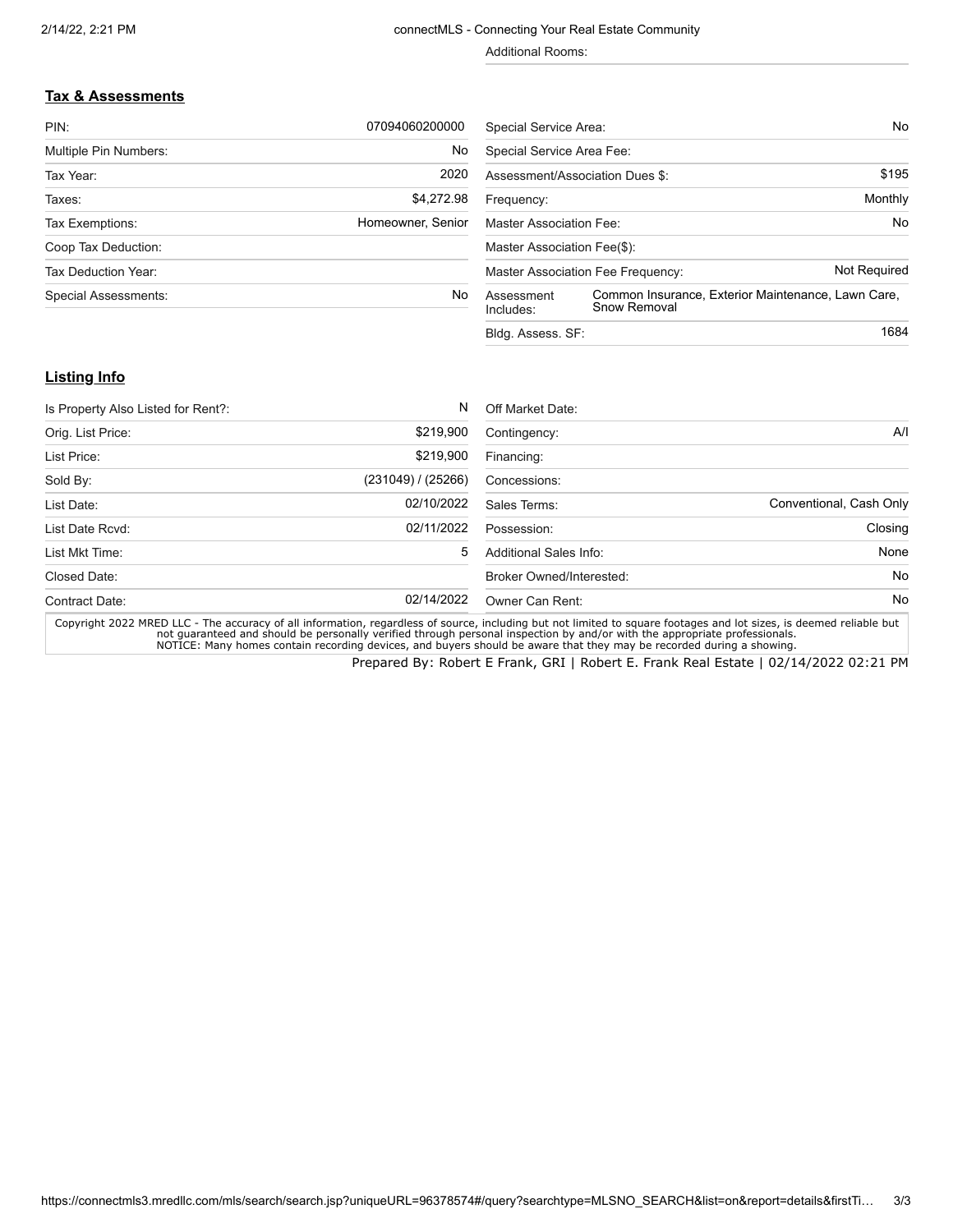Additional Rooms:

## Tax & Assessments

| | | | |
|---|---|---|---|
| PIN: | 07094060200000 | Special Service Area: | No |
| Multiple Pin Numbers: | No | Special Service Area Fee: | |
| Tax Year: | 2020 | Assessment/Association Dues $: | $195 |
| Taxes: | $4,272.98 | Frequency: | Monthly |
| Tax Exemptions: | Homeowner, Senior | Master Association Fee: | No |
| Coop Tax Deduction: | | Master Association Fee($): | |
| Tax Deduction Year: | | Master Association Fee Frequency: | Not Required |
| Special Assessments: | No | Assessment Includes: | Common Insurance, Exterior Maintenance, Lawn Care, Snow Removal |
| | | Bldg. Assess. SF: | 1684 |

## Listing Info

| | | | |
|---|---|---|---|
| Is Property Also Listed for Rent?: | N | Off Market Date: | |
| Orig. List Price: | $219,900 | Contingency: | A/I |
| List Price: | $219,900 | Financing: | |
| Sold By: | (231049) / (25266) | Concessions: | |
| List Date: | 02/10/2022 | Sales Terms: | Conventional, Cash Only |
| List Date Rcvd: | 02/11/2022 | Possession: | Closing |
| List Mkt Time: | 5 | Additional Sales Info: | None |
| Closed Date: | | Broker Owned/Interested: | No |
| Contract Date: | 02/14/2022 | Owner Can Rent: | No |

Copyright 2022 MRED LLC - The accuracy of all information, regardless of source, including but not limited to square footages and lot sizes, is deemed reliable but not guaranteed and should be personally verified through personal inspection by and/or with the appropriate professionals.
NOTICE: Many homes contain recording devices, and buyers should be aware that they may be recorded during a showing.

Prepared By: Robert E Frank, GRI | Robert E. Frank Real Estate | 02/14/2022 02:21 PM